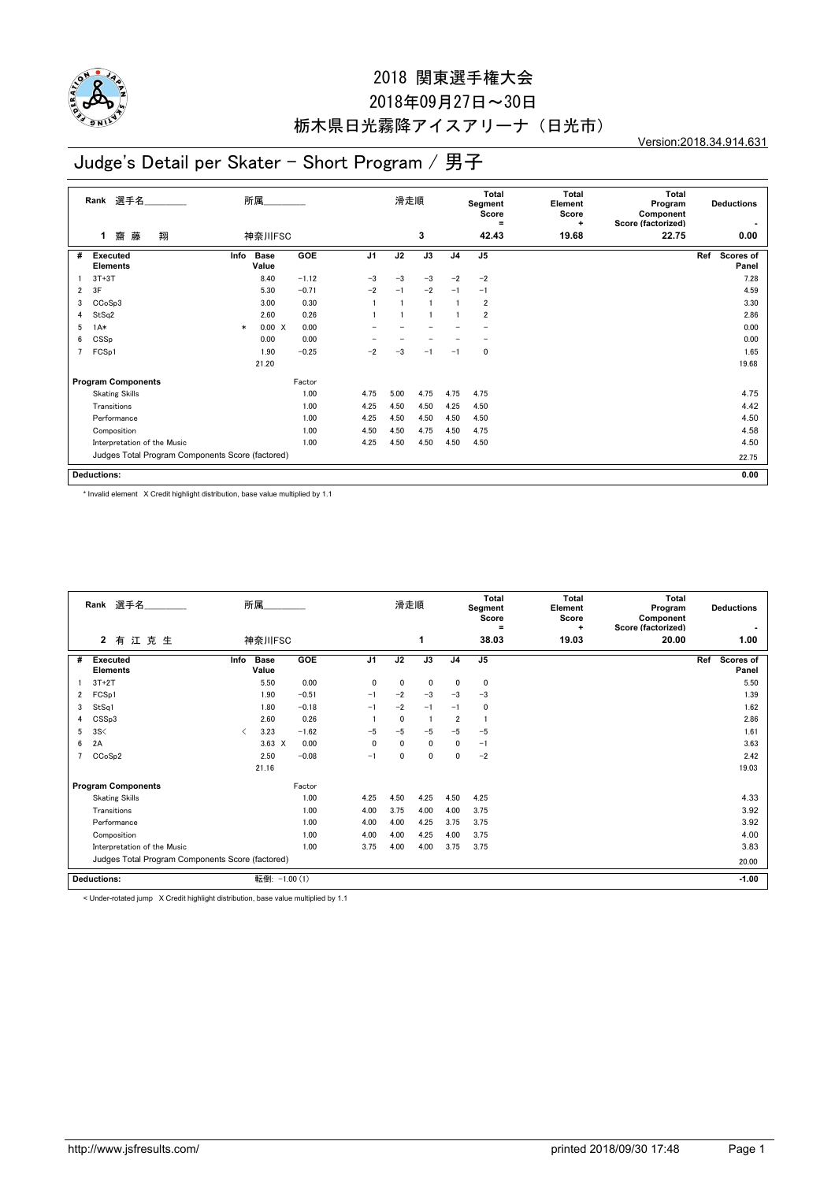# 2018 関東選手権大会

2018年09月27日～30日

栃木県日光霧降アイスアリーナ（日光市）

Version:2018.34.914.631

## Judge's Detail per Skater - Short Program / 男子

| Rank | 選手名 | 所属 | 滑走順 | Total Segment Score = | Total Element Score + | Total Program Component Score (factorized) | Deductions - |
|---|---|---|---|---|---|---|---|
| 1 | 齋藤　翔 | 神奈川FSC | 3 | 42.43 | 19.68 | 22.75 | 0.00 |

| # | Executed Elements | Info | Base Value | | GOE | J1 | J2 | J3 | J4 | J5 | Ref | Scores of Panel |
|---|---|---|---|---|---|---|---|---|---|---|---|---|
| 1 | 3T+3T | | 8.40 | | −1.12 | −3 | −3 | −3 | −2 | −2 | | 7.28 |
| 2 | 3F | | 5.30 | | −0.71 | −2 | −1 | −2 | −1 | −1 | | 4.59 |
| 3 | CCoSp3 | | 3.00 | | 0.30 | 1 | 1 | 1 | 1 | 2 | | 3.30 |
| 4 | StSq2 | | 2.60 | | 0.26 | 1 | 1 | 1 | 1 | 2 | | 2.86 |
| 5 | 1A* | * | 0.00 | X | 0.00 | − | − | − | − | − | | 0.00 |
| 6 | CSSp | | 0.00 | | 0.00 | − | − | − | − | − | | 0.00 |
| 7 | FCSp1 | | 1.90 | | −0.25 | −2 | −3 | −1 | −1 | 0 | | 1.65 |
| | | | 21.20 | | | | | | | | | 19.68 |

| Program Components | Factor | J1 | J2 | J3 | J4 | J5 | Scores of Panel |
|---|---|---|---|---|---|---|---|
| Skating Skills | 1.00 | 4.75 | 5.00 | 4.75 | 4.75 | 4.75 | 4.75 |
| Transitions | 1.00 | 4.25 | 4.50 | 4.50 | 4.25 | 4.50 | 4.42 |
| Performance | 1.00 | 4.25 | 4.50 | 4.50 | 4.50 | 4.50 | 4.50 |
| Composition | 1.00 | 4.50 | 4.50 | 4.75 | 4.50 | 4.75 | 4.58 |
| Interpretation of the Music | 1.00 | 4.25 | 4.50 | 4.50 | 4.50 | 4.50 | 4.50 |
| Judges Total Program Components Score (factored) | | | | | | | 22.75 |

**Deductions:** 0.00

\* Invalid element　X Credit highlight distribution, base value multiplied by 1.1

| Rank | 選手名 | 所属 | 滑走順 | Total Segment Score = | Total Element Score + | Total Program Component Score (factorized) | Deductions - |
|---|---|---|---|---|---|---|---|
| 2 | 有江克生 | 神奈川FSC | 1 | 38.03 | 19.03 | 20.00 | 1.00 |

| # | Executed Elements | Info | Base Value | | GOE | J1 | J2 | J3 | J4 | J5 | Ref | Scores of Panel |
|---|---|---|---|---|---|---|---|---|---|---|---|---|
| 1 | 3T+2T | | 5.50 | | 0.00 | 0 | 0 | 0 | 0 | 0 | | 5.50 |
| 2 | FCSp1 | | 1.90 | | −0.51 | −1 | −2 | −3 | −3 | −3 | | 1.39 |
| 3 | StSq1 | | 1.80 | | −0.18 | −1 | −2 | −1 | −1 | 0 | | 1.62 |
| 4 | CSSp3 | | 2.60 | | 0.26 | 1 | 0 | 1 | 2 | 1 | | 2.86 |
| 5 | 3S< | < | 3.23 | | −1.62 | −5 | −5 | −5 | −5 | −5 | | 1.61 |
| 6 | 2A | | 3.63 | X | 0.00 | 0 | 0 | 0 | 0 | −1 | | 3.63 |
| 7 | CCoSp2 | | 2.50 | | −0.08 | −1 | 0 | 0 | 0 | −2 | | 2.42 |
| | | | 21.16 | | | | | | | | | 19.03 |

| Program Components | Factor | J1 | J2 | J3 | J4 | J5 | Scores of Panel |
|---|---|---|---|---|---|---|---|
| Skating Skills | 1.00 | 4.25 | 4.50 | 4.25 | 4.50 | 4.25 | 4.33 |
| Transitions | 1.00 | 4.00 | 3.75 | 4.00 | 4.00 | 3.75 | 3.92 |
| Performance | 1.00 | 4.00 | 4.00 | 4.25 | 3.75 | 3.75 | 3.92 |
| Composition | 1.00 | 4.00 | 4.00 | 4.25 | 4.00 | 3.75 | 4.00 |
| Interpretation of the Music | 1.00 | 3.75 | 4.00 | 4.00 | 3.75 | 3.75 | 3.83 |
| Judges Total Program Components Score (factored) | | | | | | | 20.00 |

**Deductions:** 転倒: −1.00 (1)　　−1.00

< Under-rotated jump　X Credit highlight distribution, base value multiplied by 1.1

http://www.jsfresults.com/　　printed 2018/09/30 17:48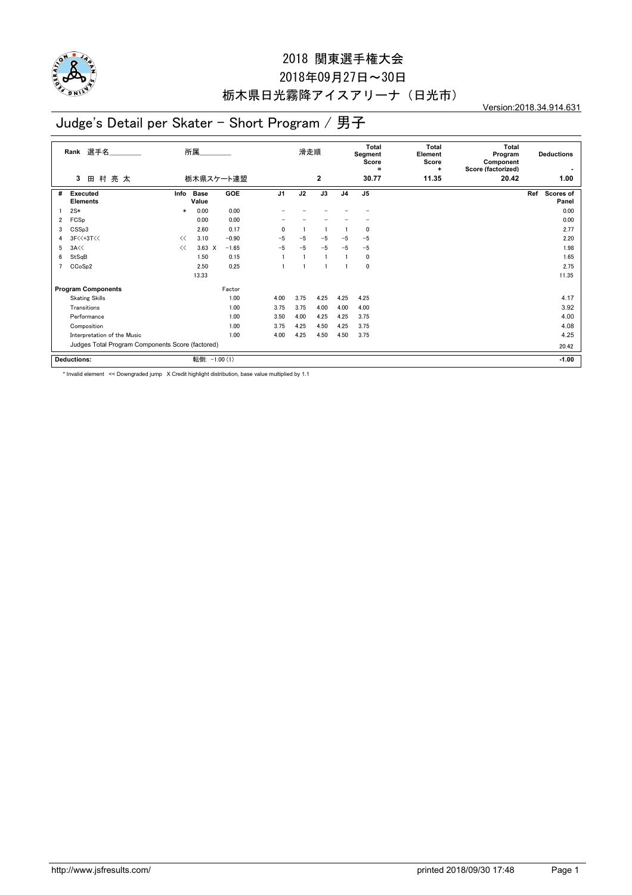# 2018 関東選手権大会

## 2018年09月27日～30日

## 栃木県日光霧降アイスアリーナ（日光市）

Version:2018.34.914.631

# Judge's Detail per Skater - Short Program / 男子

| Rank | 選手名 | 所属 | 滑走順 | Total Segment Score = | Total Element Score + | Total Program Component Score (factorized) | Deductions - |
|---|---|---|---|---|---|---|---|
| 3 | 田 村 亮 太 | 栃木県スケート連盟 | 2 | 30.77 | 11.35 | 20.42 | 1.00 |

| # | Executed Elements | Info | Base Value | | GOE | J1 | J2 | J3 | J4 | J5 | Ref | Scores of Panel |
|---|---|---|---|---|---|---|---|---|---|---|---|---|
| 1 | 2S* | * | 0.00 | | 0.00 | - | - | - | - | - | | 0.00 |
| 2 | FCSp | | 0.00 | | 0.00 | - | - | - | - | - | | 0.00 |
| 3 | CSSp3 | | 2.60 | | 0.17 | 0 | 1 | 1 | 1 | 0 | | 2.77 |
| 4 | 3F<<+3T<< | << | 3.10 | | -0.90 | -5 | -5 | -5 | -5 | -5 | | 2.20 |
| 5 | 3A<< | << | 3.63 | X | -1.65 | -5 | -5 | -5 | -5 | -5 | | 1.98 |
| 6 | StSqB | | 1.50 | | 0.15 | 1 | 1 | 1 | 1 | 0 | | 1.65 |
| 7 | CCoSp2 | | 2.50 | | 0.25 | 1 | 1 | 1 | 1 | 0 | | 2.75 |
| | | | 13.33 | | | | | | | | | 11.35 |

| Program Components | Factor | J1 | J2 | J3 | J4 | J5 | Scores of Panel |
|---|---|---|---|---|---|---|---|
| Skating Skills | 1.00 | 4.00 | 3.75 | 4.25 | 4.25 | 4.25 | 4.17 |
| Transitions | 1.00 | 3.75 | 3.75 | 4.00 | 4.00 | 4.00 | 3.92 |
| Performance | 1.00 | 3.50 | 4.00 | 4.25 | 4.25 | 3.75 | 4.00 |
| Composition | 1.00 | 3.75 | 4.25 | 4.50 | 4.25 | 3.75 | 4.08 |
| Interpretation of the Music | 1.00 | 4.00 | 4.25 | 4.50 | 4.50 | 3.75 | 4.25 |
| Judges Total Program Components Score (factored) | | | | | | | 20.42 |

| Deductions: | 転倒: -1.00 (1) | -1.00 |
|---|---|---|

\* Invalid element << Downgraded jump X Credit highlight distribution, base value multiplied by 1.1

http://www.jsfresults.com/ printed 2018/09/30 17:48